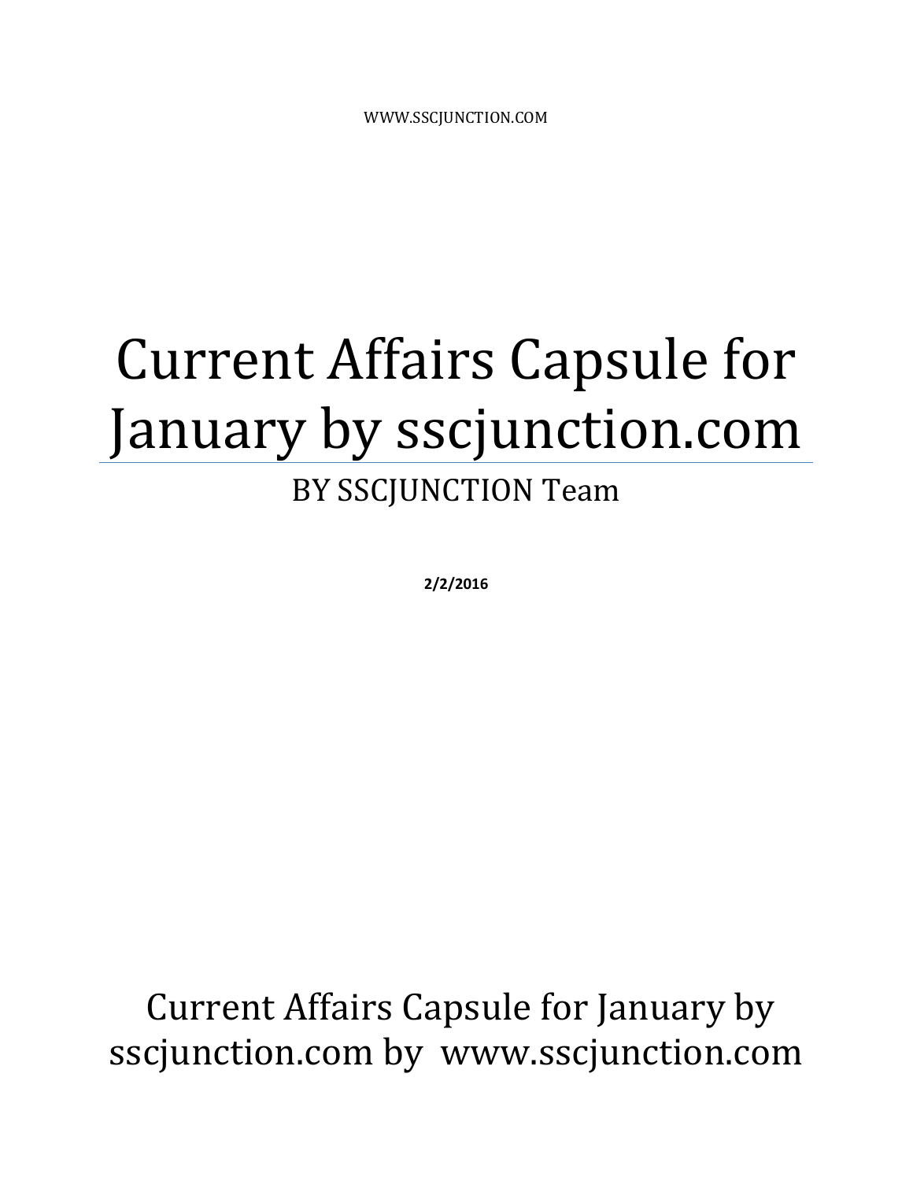# Current Affairs Capsule for January by sscjunction.com

BY SSCJUNCTION Team

**2/2/2016**

Current Affairs Capsule for January by sscjunction.com by www.sscjunction.com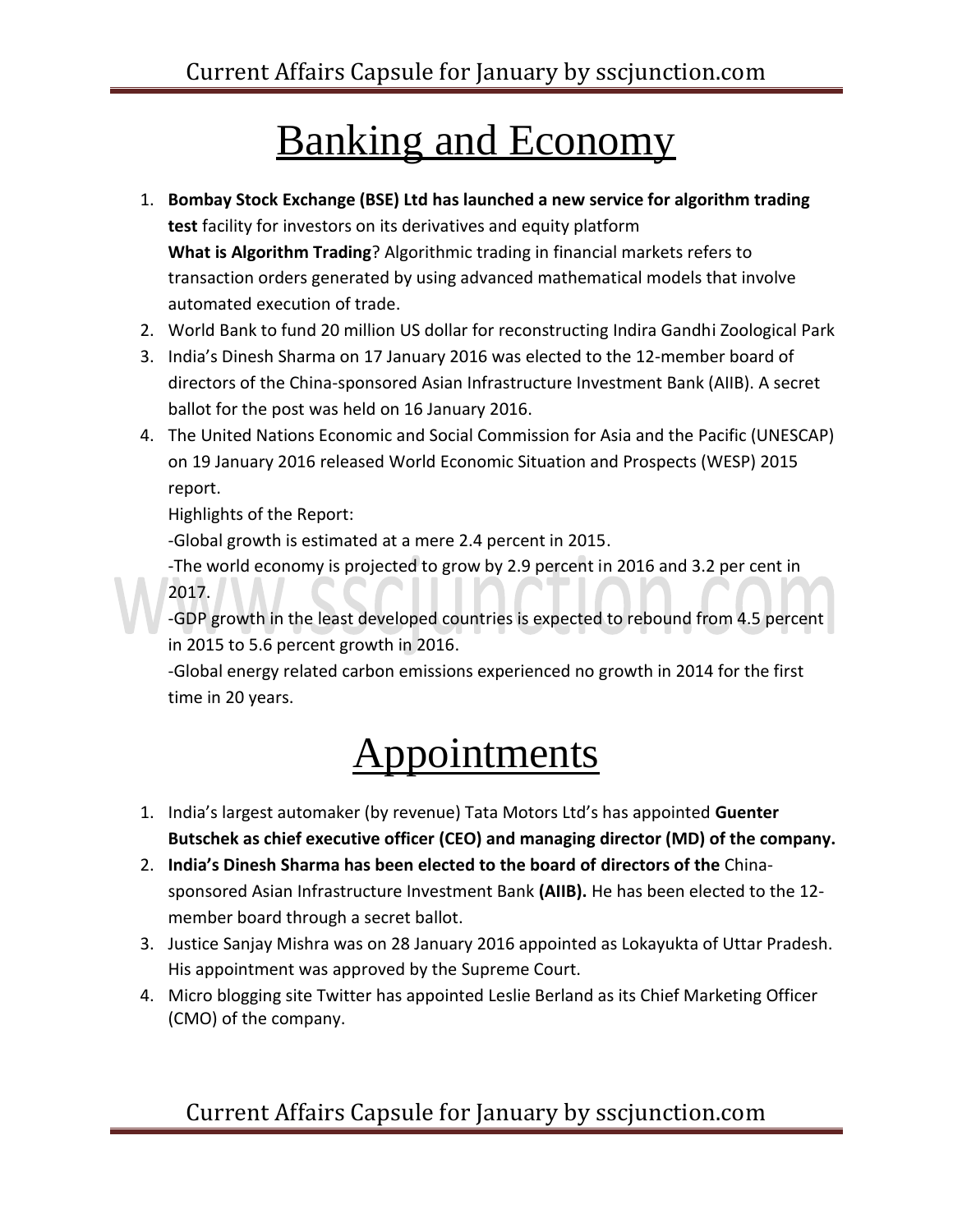# Banking and Economy

1. **Bombay Stock Exchange (BSE) Ltd has launched a new service for algorithm trading test** facility for investors on its derivatives and equity platform
   **What is Algorithm Trading**? Algorithmic trading in financial markets refers to transaction orders generated by using advanced mathematical models that involve automated execution of trade.
2. World Bank to fund 20 million US dollar for reconstructing Indira Gandhi Zoological Park
3. India's Dinesh Sharma on 17 January 2016 was elected to the 12-member board of directors of the China-sponsored Asian Infrastructure Investment Bank (AIIB). A secret ballot for the post was held on 16 January 2016.
4. The United Nations Economic and Social Commission for Asia and the Pacific (UNESCAP) on 19 January 2016 released World Economic Situation and Prospects (WESP) 2015 report.
   Highlights of the Report:
   -Global growth is estimated at a mere 2.4 percent in 2015.
   -The world economy is projected to grow by 2.9 percent in 2016 and 3.2 per cent in 2017.
   -GDP growth in the least developed countries is expected to rebound from 4.5 percent in 2015 to 5.6 percent growth in 2016.
   -Global energy related carbon emissions experienced no growth in 2014 for the first time in 20 years.

# Appointments

1. India's largest automaker (by revenue) Tata Motors Ltd's has appointed **Guenter Butschek as chief executive officer (CEO) and managing director (MD) of the company.**
2. **India's Dinesh Sharma has been elected to the board of directors of the** China-sponsored Asian Infrastructure Investment Bank **(AIIB).** He has been elected to the 12-member board through a secret ballot.
3. Justice Sanjay Mishra was on 28 January 2016 appointed as Lokayukta of Uttar Pradesh. His appointment was approved by the Supreme Court.
4. Micro blogging site Twitter has appointed Leslie Berland as its Chief Marketing Officer (CMO) of the company.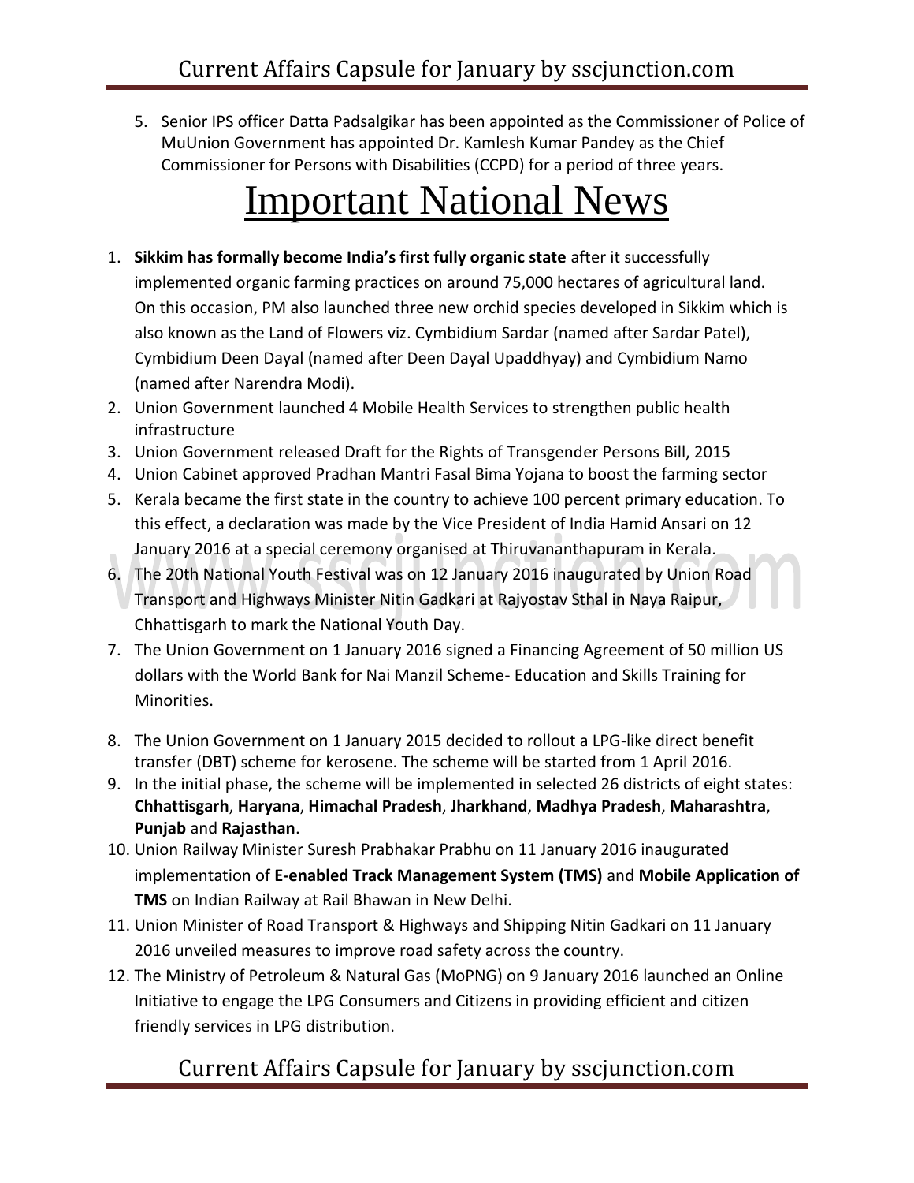5. Senior IPS officer Datta Padsalgikar has been appointed as the Commissioner of Police of MuUnion Government has appointed Dr. Kamlesh Kumar Pandey as the Chief Commissioner for Persons with Disabilities (CCPD) for a period of three years.

# Important National News

1. **Sikkim has formally become India's first fully organic state** after it successfully implemented organic farming practices on around 75,000 hectares of agricultural land. On this occasion, PM also launched three new orchid species developed in Sikkim which is also known as the Land of Flowers viz. Cymbidium Sardar (named after Sardar Patel), Cymbidium Deen Dayal (named after Deen Dayal Upaddhyay) and Cymbidium Namo (named after Narendra Modi).
2. Union Government launched 4 Mobile Health Services to strengthen public health infrastructure
3. Union Government released Draft for the Rights of Transgender Persons Bill, 2015
4. Union Cabinet approved Pradhan Mantri Fasal Bima Yojana to boost the farming sector
5. Kerala became the first state in the country to achieve 100 percent primary education. To this effect, a declaration was made by the Vice President of India Hamid Ansari on 12 January 2016 at a special ceremony organised at Thiruvananthapuram in Kerala.
6. The 20th National Youth Festival was on 12 January 2016 inaugurated by Union Road Transport and Highways Minister Nitin Gadkari at Rajyostav Sthal in Naya Raipur, Chhattisgarh to mark the National Youth Day.
7. The Union Government on 1 January 2016 signed a Financing Agreement of 50 million US dollars with the World Bank for Nai Manzil Scheme- Education and Skills Training for Minorities.
8. The Union Government on 1 January 2015 decided to rollout a LPG-like direct benefit transfer (DBT) scheme for kerosene. The scheme will be started from 1 April 2016.
9. In the initial phase, the scheme will be implemented in selected 26 districts of eight states: **Chhattisgarh**, **Haryana**, **Himachal Pradesh**, **Jharkhand**, **Madhya Pradesh**, **Maharashtra**, **Punjab** and **Rajasthan**.
10. Union Railway Minister Suresh Prabhakar Prabhu on 11 January 2016 inaugurated implementation of **E-enabled Track Management System (TMS)** and **Mobile Application of TMS** on Indian Railway at Rail Bhawan in New Delhi.
11. Union Minister of Road Transport & Highways and Shipping Nitin Gadkari on 11 January 2016 unveiled measures to improve road safety across the country.
12. The Ministry of Petroleum & Natural Gas (MoPNG) on 9 January 2016 launched an Online Initiative to engage the LPG Consumers and Citizens in providing efficient and citizen friendly services in LPG distribution.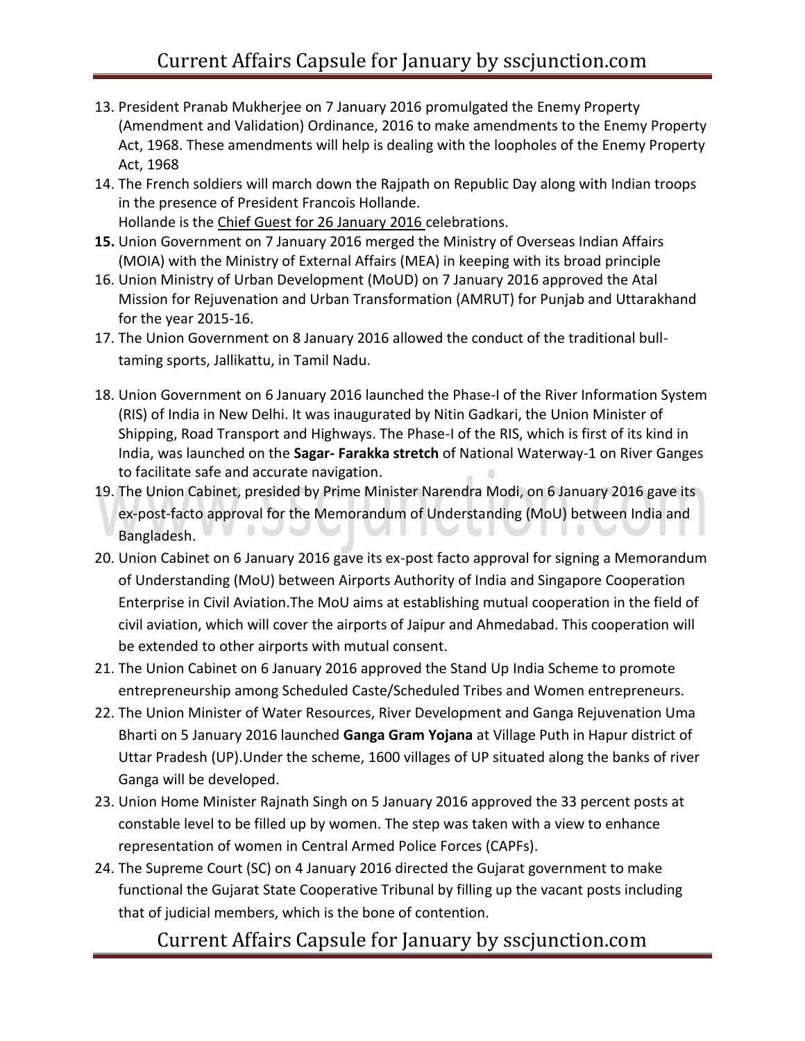13. President Pranab Mukherjee on 7 January 2016 promulgated the Enemy Property (Amendment and Validation) Ordinance, 2016 to make amendments to the Enemy Property Act, 1968. These amendments will help is dealing with the loopholes of the Enemy Property Act, 1968
14. The French soldiers will march down the Rajpath on Republic Day along with Indian troops in the presence of President Francois Hollande. Hollande is the Chief Guest for 26 January 2016 celebrations.
15. Union Government on 7 January 2016 merged the Ministry of Overseas Indian Affairs (MOIA) with the Ministry of External Affairs (MEA) in keeping with its broad principle
16. Union Ministry of Urban Development (MoUD) on 7 January 2016 approved the Atal Mission for Rejuvenation and Urban Transformation (AMRUT) for Punjab and Uttarakhand for the year 2015-16.
17. The Union Government on 8 January 2016 allowed the conduct of the traditional bull-taming sports, Jallikattu, in Tamil Nadu.
18. Union Government on 6 January 2016 launched the Phase-I of the River Information System (RIS) of India in New Delhi. It was inaugurated by Nitin Gadkari, the Union Minister of Shipping, Road Transport and Highways. The Phase-I of the RIS, which is first of its kind in India, was launched on the **Sagar- Farakka stretch** of National Waterway-1 on River Ganges to facilitate safe and accurate navigation.
19. The Union Cabinet, presided by Prime Minister Narendra Modi, on 6 January 2016 gave its ex-post-facto approval for the Memorandum of Understanding (MoU) between India and Bangladesh.
20. Union Cabinet on 6 January 2016 gave its ex-post facto approval for signing a Memorandum of Understanding (MoU) between Airports Authority of India and Singapore Cooperation Enterprise in Civil Aviation.The MoU aims at establishing mutual cooperation in the field of civil aviation, which will cover the airports of Jaipur and Ahmedabad. This cooperation will be extended to other airports with mutual consent.
21. The Union Cabinet on 6 January 2016 approved the Stand Up India Scheme to promote entrepreneurship among Scheduled Caste/Scheduled Tribes and Women entrepreneurs.
22. The Union Minister of Water Resources, River Development and Ganga Rejuvenation Uma Bharti on 5 January 2016 launched **Ganga Gram Yojana** at Village Puth in Hapur district of Uttar Pradesh (UP).Under the scheme, 1600 villages of UP situated along the banks of river Ganga will be developed.
23. Union Home Minister Rajnath Singh on 5 January 2016 approved the 33 percent posts at constable level to be filled up by women. The step was taken with a view to enhance representation of women in Central Armed Police Forces (CAPFs).
24. The Supreme Court (SC) on 4 January 2016 directed the Gujarat government to make functional the Gujarat State Cooperative Tribunal by filling up the vacant posts including that of judicial members, which is the bone of contention.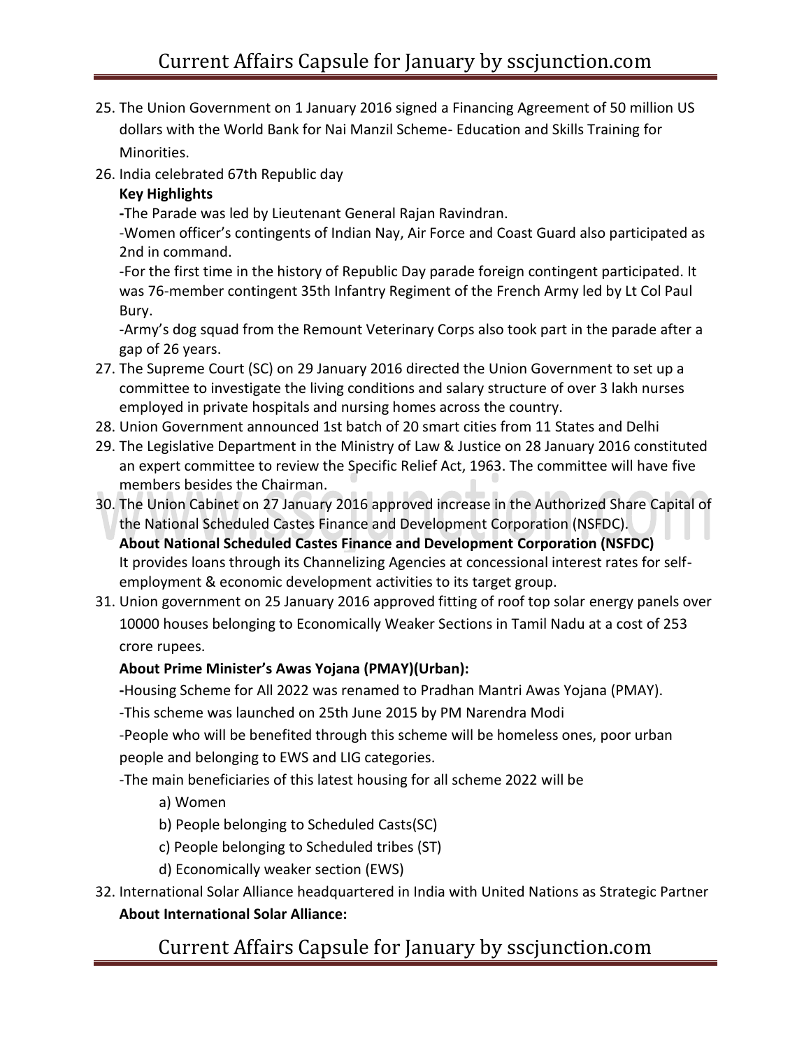25. The Union Government on 1 January 2016 signed a Financing Agreement of 50 million US dollars with the World Bank for Nai Manzil Scheme- Education and Skills Training for Minorities.
26. India celebrated 67th Republic day

    **Key Highlights**

    **-**The Parade was led by Lieutenant General Rajan Ravindran.

    -Women officer's contingents of Indian Nay, Air Force and Coast Guard also participated as 2nd in command.

    -For the first time in the history of Republic Day parade foreign contingent participated. It was 76-member contingent 35th Infantry Regiment of the French Army led by Lt Col Paul Bury.

    -Army's dog squad from the Remount Veterinary Corps also took part in the parade after a gap of 26 years.
27. The Supreme Court (SC) on 29 January 2016 directed the Union Government to set up a committee to investigate the living conditions and salary structure of over 3 lakh nurses employed in private hospitals and nursing homes across the country.
28. Union Government announced 1st batch of 20 smart cities from 11 States and Delhi
29. The Legislative Department in the Ministry of Law & Justice on 28 January 2016 constituted an expert committee to review the Specific Relief Act, 1963. The committee will have five members besides the Chairman.
30. The Union Cabinet on 27 January 2016 approved increase in the Authorized Share Capital of the National Scheduled Castes Finance and Development Corporation (NSFDC).

    **About National Scheduled Castes Finance and Development Corporation (NSFDC)**

    It provides loans through its Channelizing Agencies at concessional interest rates for self-employment & economic development activities to its target group.
31. Union government on 25 January 2016 approved fitting of roof top solar energy panels over 10000 houses belonging to Economically Weaker Sections in Tamil Nadu at a cost of 253 crore rupees.

    **About Prime Minister's Awas Yojana (PMAY)(Urban):**

    **-**Housing Scheme for All 2022 was renamed to Pradhan Mantri Awas Yojana (PMAY).

    -This scheme was launched on 25th June 2015 by PM Narendra Modi

    -People who will be benefited through this scheme will be homeless ones, poor urban people and belonging to EWS and LIG categories.

    -The main beneficiaries of this latest housing for all scheme 2022 will be

    a) Women

    b) People belonging to Scheduled Casts(SC)

    c) People belonging to Scheduled tribes (ST)

    d) Economically weaker section (EWS)
32. International Solar Alliance headquartered in India with United Nations as Strategic Partner

    **About International Solar Alliance:**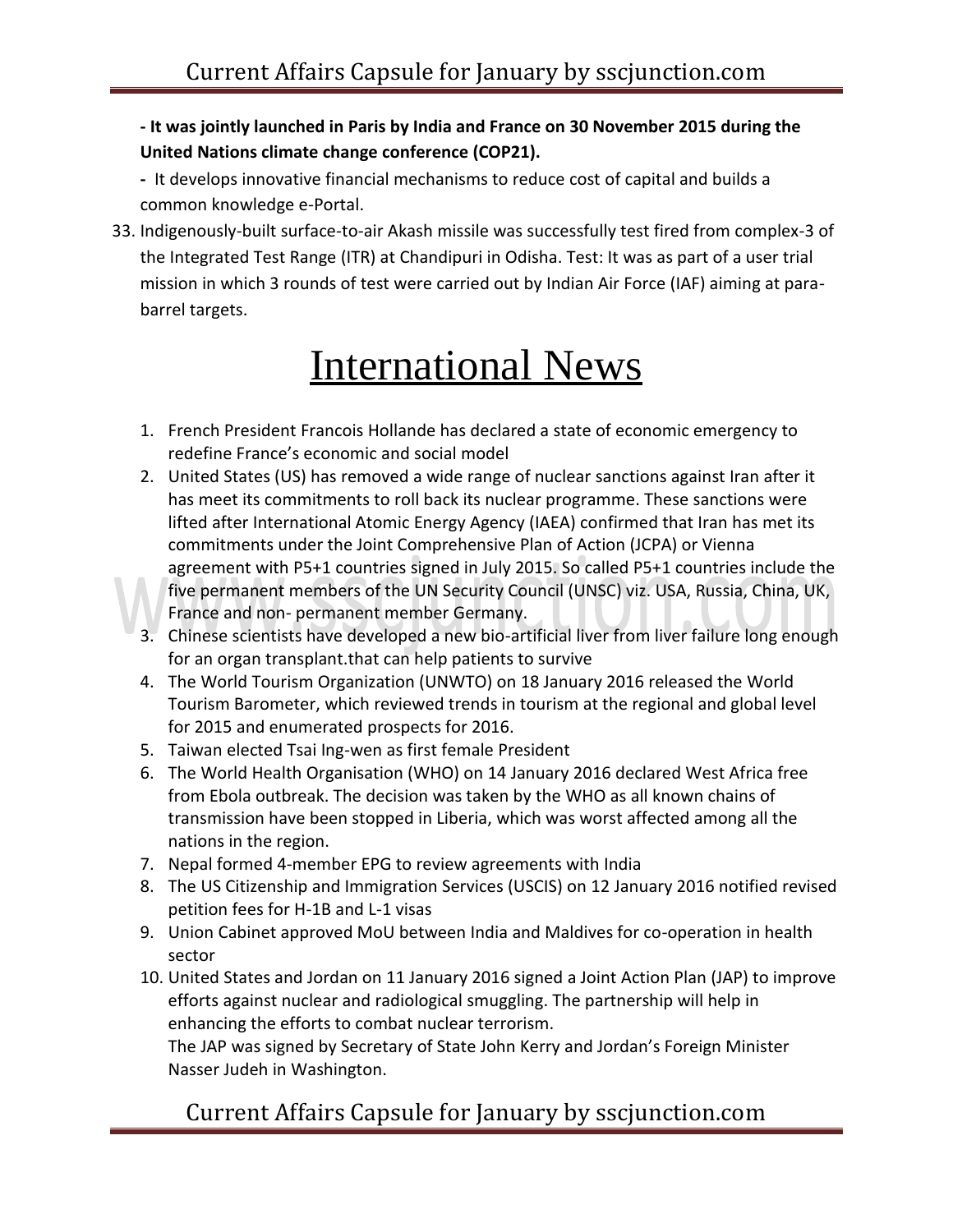**- It was jointly launched in Paris by India and France on 30 November 2015 during the United Nations climate change conference (COP21).**

- It develops innovative financial mechanisms to reduce cost of capital and builds a common knowledge e-Portal.

33. Indigenously-built surface-to-air Akash missile was successfully test fired from complex-3 of the Integrated Test Range (ITR) at Chandipuri in Odisha. Test: It was as part of a user trial mission in which 3 rounds of test were carried out by Indian Air Force (IAF) aiming at para-barrel targets.

# International News

1. French President Francois Hollande has declared a state of economic emergency to redefine France's economic and social model
2. United States (US) has removed a wide range of nuclear sanctions against Iran after it has meet its commitments to roll back its nuclear programme. These sanctions were lifted after International Atomic Energy Agency (IAEA) confirmed that Iran has met its commitments under the Joint Comprehensive Plan of Action (JCPA) or Vienna agreement with P5+1 countries signed in July 2015. So called P5+1 countries include the five permanent members of the UN Security Council (UNSC) viz. USA, Russia, China, UK, France and non- permanent member Germany.
3. Chinese scientists have developed a new bio-artificial liver from liver failure long enough for an organ transplant.that can help patients to survive
4. The World Tourism Organization (UNWTO) on 18 January 2016 released the World Tourism Barometer, which reviewed trends in tourism at the regional and global level for 2015 and enumerated prospects for 2016.
5. Taiwan elected Tsai Ing-wen as first female President
6. The World Health Organisation (WHO) on 14 January 2016 declared West Africa free from Ebola outbreak. The decision was taken by the WHO as all known chains of transmission have been stopped in Liberia, which was worst affected among all the nations in the region.
7. Nepal formed 4-member EPG to review agreements with India
8. The US Citizenship and Immigration Services (USCIS) on 12 January 2016 notified revised petition fees for H-1B and L-1 visas
9. Union Cabinet approved MoU between India and Maldives for co-operation in health sector
10. United States and Jordan on 11 January 2016 signed a Joint Action Plan (JAP) to improve efforts against nuclear and radiological smuggling. The partnership will help in enhancing the efforts to combat nuclear terrorism.
    The JAP was signed by Secretary of State John Kerry and Jordan's Foreign Minister Nasser Judeh in Washington.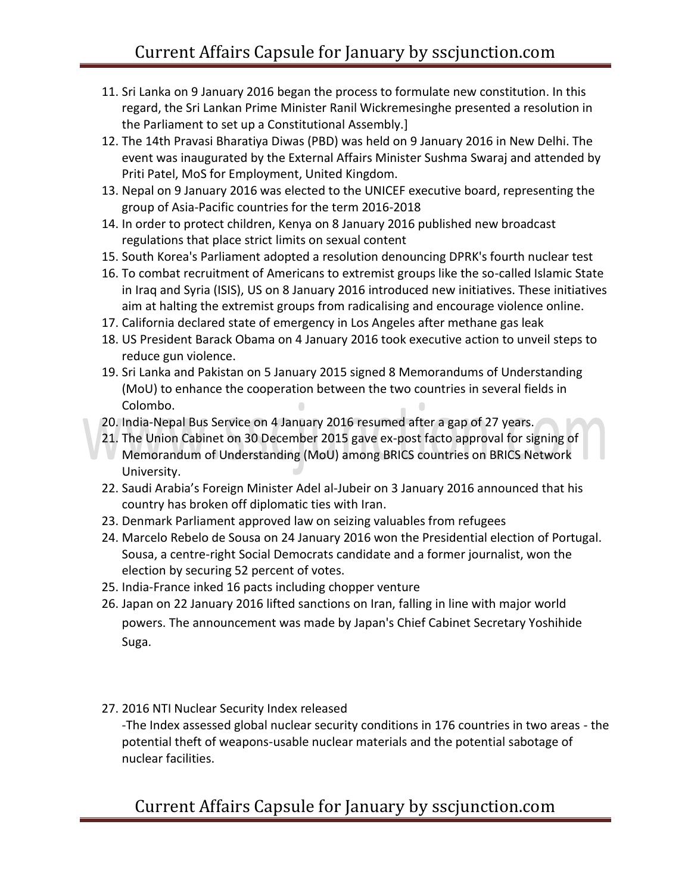11. Sri Lanka on 9 January 2016 began the process to formulate new constitution. In this regard, the Sri Lankan Prime Minister Ranil Wickremesinghe presented a resolution in the Parliament to set up a Constitutional Assembly.]
12. The 14th Pravasi Bharatiya Diwas (PBD) was held on 9 January 2016 in New Delhi. The event was inaugurated by the External Affairs Minister Sushma Swaraj and attended by Priti Patel, MoS for Employment, United Kingdom.
13. Nepal on 9 January 2016 was elected to the UNICEF executive board, representing the group of Asia-Pacific countries for the term 2016-2018
14. In order to protect children, Kenya on 8 January 2016 published new broadcast regulations that place strict limits on sexual content
15. South Korea's Parliament adopted a resolution denouncing DPRK's fourth nuclear test
16. To combat recruitment of Americans to extremist groups like the so-called Islamic State in Iraq and Syria (ISIS), US on 8 January 2016 introduced new initiatives. These initiatives aim at halting the extremist groups from radicalising and encourage violence online.
17. California declared state of emergency in Los Angeles after methane gas leak
18. US President Barack Obama on 4 January 2016 took executive action to unveil steps to reduce gun violence.
19. Sri Lanka and Pakistan on 5 January 2015 signed 8 Memorandums of Understanding (MoU) to enhance the cooperation between the two countries in several fields in Colombo.
20. India-Nepal Bus Service on 4 January 2016 resumed after a gap of 27 years.
21. The Union Cabinet on 30 December 2015 gave ex-post facto approval for signing of Memorandum of Understanding (MoU) among BRICS countries on BRICS Network University.
22. Saudi Arabia's Foreign Minister Adel al-Jubeir on 3 January 2016 announced that his country has broken off diplomatic ties with Iran.
23. Denmark Parliament approved law on seizing valuables from refugees
24. Marcelo Rebelo de Sousa on 24 January 2016 won the Presidential election of Portugal. Sousa, a centre-right Social Democrats candidate and a former journalist, won the election by securing 52 percent of votes.
25. India-France inked 16 pacts including chopper venture
26. Japan on 22 January 2016 lifted sanctions on Iran, falling in line with major world powers. The announcement was made by Japan's Chief Cabinet Secretary Yoshihide Suga.
27. 2016 NTI Nuclear Security Index released
    -The Index assessed global nuclear security conditions in 176 countries in two areas - the potential theft of weapons-usable nuclear materials and the potential sabotage of nuclear facilities.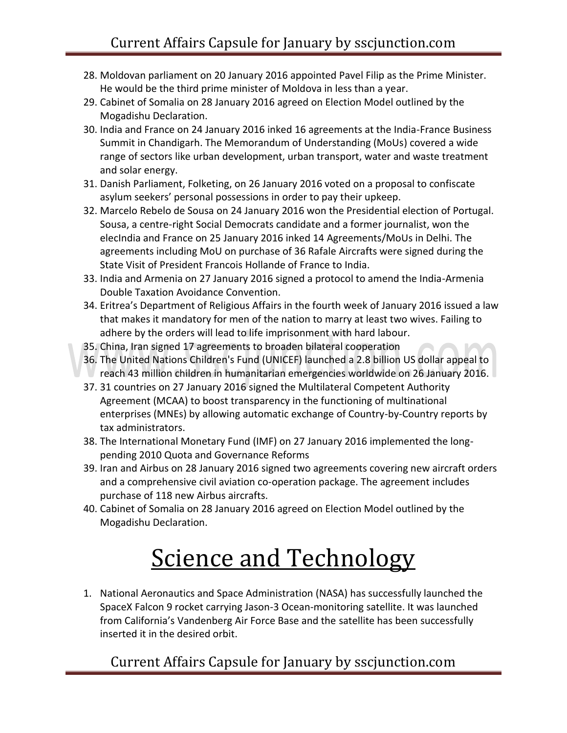28. Moldovan parliament on 20 January 2016 appointed Pavel Filip as the Prime Minister. He would be the third prime minister of Moldova in less than a year.
29. Cabinet of Somalia on 28 January 2016 agreed on Election Model outlined by the Mogadishu Declaration.
30. India and France on 24 January 2016 inked 16 agreements at the India-France Business Summit in Chandigarh. The Memorandum of Understanding (MoUs) covered a wide range of sectors like urban development, urban transport, water and waste treatment and solar energy.
31. Danish Parliament, Folketing, on 26 January 2016 voted on a proposal to confiscate asylum seekers' personal possessions in order to pay their upkeep.
32. Marcelo Rebelo de Sousa on 24 January 2016 won the Presidential election of Portugal. Sousa, a centre-right Social Democrats candidate and a former journalist, won the elecIndia and France on 25 January 2016 inked 14 Agreements/MoUs in Delhi. The agreements including MoU on purchase of 36 Rafale Aircrafts were signed during the State Visit of President Francois Hollande of France to India.
33. India and Armenia on 27 January 2016 signed a protocol to amend the India-Armenia Double Taxation Avoidance Convention.
34. Eritrea's Department of Religious Affairs in the fourth week of January 2016 issued a law that makes it mandatory for men of the nation to marry at least two wives. Failing to adhere by the orders will lead to life imprisonment with hard labour.
35. China, Iran signed 17 agreements to broaden bilateral cooperation
36. The United Nations Children's Fund (UNICEF) launched a 2.8 billion US dollar appeal to reach 43 million children in humanitarian emergencies worldwide on 26 January 2016.
37. 31 countries on 27 January 2016 signed the Multilateral Competent Authority Agreement (MCAA) to boost transparency in the functioning of multinational enterprises (MNEs) by allowing automatic exchange of Country-by-Country reports by tax administrators.
38. The International Monetary Fund (IMF) on 27 January 2016 implemented the long-pending 2010 Quota and Governance Reforms
39. Iran and Airbus on 28 January 2016 signed two agreements covering new aircraft orders and a comprehensive civil aviation co-operation package. The agreement includes purchase of 118 new Airbus aircrafts.
40. Cabinet of Somalia on 28 January 2016 agreed on Election Model outlined by the Mogadishu Declaration.

# Science and Technology

1. National Aeronautics and Space Administration (NASA) has successfully launched the SpaceX Falcon 9 rocket carrying Jason-3 Ocean-monitoring satellite. It was launched from California's Vandenberg Air Force Base and the satellite has been successfully inserted it in the desired orbit.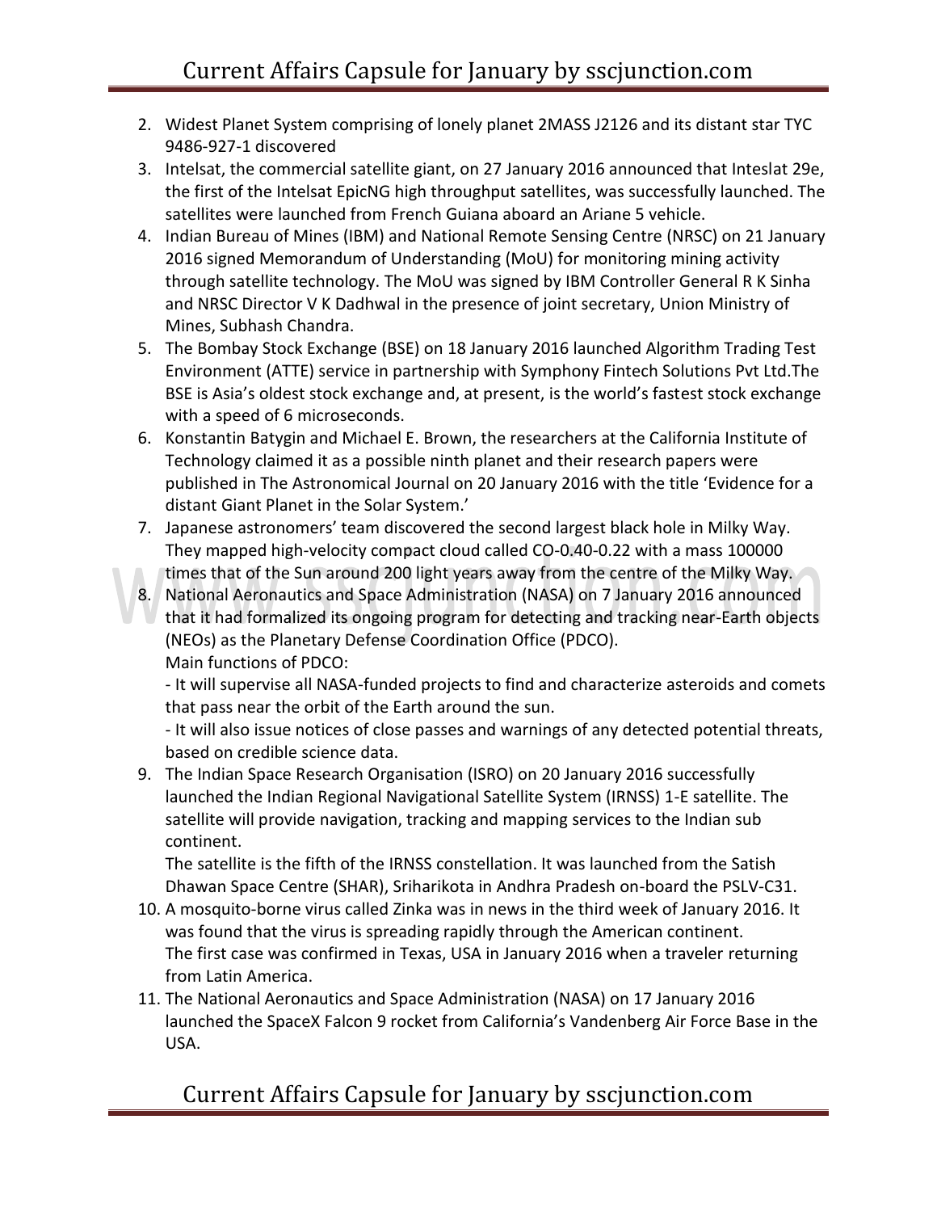2. Widest Planet System comprising of lonely planet 2MASS J2126 and its distant star TYC 9486-927-1 discovered
3. Intelsat, the commercial satellite giant, on 27 January 2016 announced that Inteslat 29e, the first of the Intelsat EpicNG high throughput satellites, was successfully launched. The satellites were launched from French Guiana aboard an Ariane 5 vehicle.
4. Indian Bureau of Mines (IBM) and National Remote Sensing Centre (NRSC) on 21 January 2016 signed Memorandum of Understanding (MoU) for monitoring mining activity through satellite technology. The MoU was signed by IBM Controller General R K Sinha and NRSC Director V K Dadhwal in the presence of joint secretary, Union Ministry of Mines, Subhash Chandra.
5. The Bombay Stock Exchange (BSE) on 18 January 2016 launched Algorithm Trading Test Environment (ATTE) service in partnership with Symphony Fintech Solutions Pvt Ltd.The BSE is Asia's oldest stock exchange and, at present, is the world's fastest stock exchange with a speed of 6 microseconds.
6. Konstantin Batygin and Michael E. Brown, the researchers at the California Institute of Technology claimed it as a possible ninth planet and their research papers were published in The Astronomical Journal on 20 January 2016 with the title 'Evidence for a distant Giant Planet in the Solar System.'
7. Japanese astronomers' team discovered the second largest black hole in Milky Way. They mapped high-velocity compact cloud called CO-0.40-0.22 with a mass 100000 times that of the Sun around 200 light years away from the centre of the Milky Way.
8. National Aeronautics and Space Administration (NASA) on 7 January 2016 announced that it had formalized its ongoing program for detecting and tracking near-Earth objects (NEOs) as the Planetary Defense Coordination Office (PDCO).
   Main functions of PDCO:
   - It will supervise all NASA-funded projects to find and characterize asteroids and comets that pass near the orbit of the Earth around the sun.
   - It will also issue notices of close passes and warnings of any detected potential threats, based on credible science data.
9. The Indian Space Research Organisation (ISRO) on 20 January 2016 successfully launched the Indian Regional Navigational Satellite System (IRNSS) 1-E satellite. The satellite will provide navigation, tracking and mapping services to the Indian sub continent.
   The satellite is the fifth of the IRNSS constellation. It was launched from the Satish Dhawan Space Centre (SHAR), Sriharikota in Andhra Pradesh on-board the PSLV-C31.
10. A mosquito-borne virus called Zinka was in news in the third week of January 2016. It was found that the virus is spreading rapidly through the American continent.
    The first case was confirmed in Texas, USA in January 2016 when a traveler returning from Latin America.
11. The National Aeronautics and Space Administration (NASA) on 17 January 2016 launched the SpaceX Falcon 9 rocket from California's Vandenberg Air Force Base in the USA.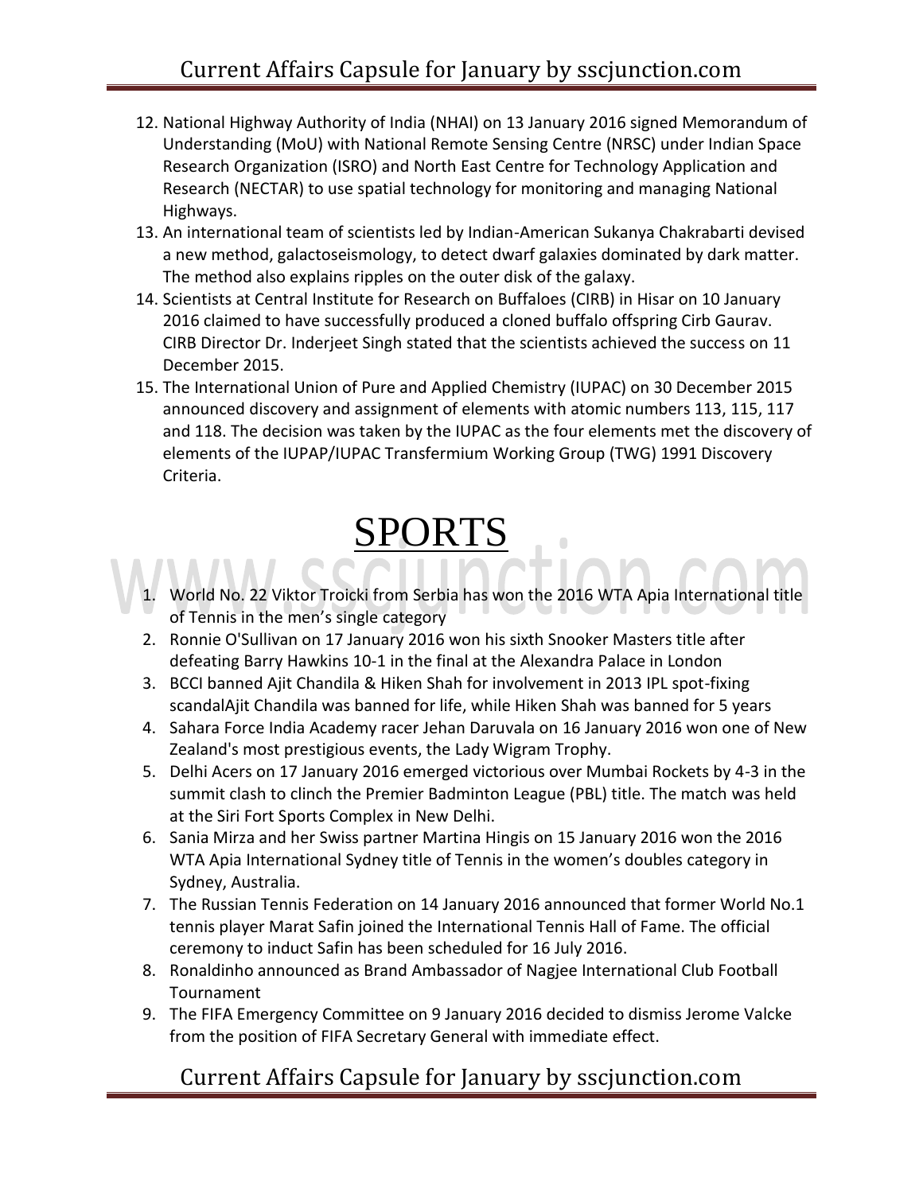12. National Highway Authority of India (NHAI) on 13 January 2016 signed Memorandum of Understanding (MoU) with National Remote Sensing Centre (NRSC) under Indian Space Research Organization (ISRO) and North East Centre for Technology Application and Research (NECTAR) to use spatial technology for monitoring and managing National Highways.
13. An international team of scientists led by Indian-American Sukanya Chakrabarti devised a new method, galactoseismology, to detect dwarf galaxies dominated by dark matter. The method also explains ripples on the outer disk of the galaxy.
14. Scientists at Central Institute for Research on Buffaloes (CIRB) in Hisar on 10 January 2016 claimed to have successfully produced a cloned buffalo offspring Cirb Gaurav. CIRB Director Dr. Inderjeet Singh stated that the scientists achieved the success on 11 December 2015.
15. The International Union of Pure and Applied Chemistry (IUPAC) on 30 December 2015 announced discovery and assignment of elements with atomic numbers 113, 115, 117 and 118. The decision was taken by the IUPAC as the four elements met the discovery of elements of the IUPAP/IUPAC Transfermium Working Group (TWG) 1991 Discovery Criteria.

# SPORTS

1. World No. 22 Viktor Troicki from Serbia has won the 2016 WTA Apia International title of Tennis in the men's single category
2. Ronnie O'Sullivan on 17 January 2016 won his sixth Snooker Masters title after defeating Barry Hawkins 10-1 in the final at the Alexandra Palace in London
3. BCCI banned Ajit Chandila & Hiken Shah for involvement in 2013 IPL spot-fixing scandalAjit Chandila was banned for life, while Hiken Shah was banned for 5 years
4. Sahara Force India Academy racer Jehan Daruvala on 16 January 2016 won one of New Zealand's most prestigious events, the Lady Wigram Trophy.
5. Delhi Acers on 17 January 2016 emerged victorious over Mumbai Rockets by 4-3 in the summit clash to clinch the Premier Badminton League (PBL) title. The match was held at the Siri Fort Sports Complex in New Delhi.
6. Sania Mirza and her Swiss partner Martina Hingis on 15 January 2016 won the 2016 WTA Apia International Sydney title of Tennis in the women's doubles category in Sydney, Australia.
7. The Russian Tennis Federation on 14 January 2016 announced that former World No.1 tennis player Marat Safin joined the International Tennis Hall of Fame. The official ceremony to induct Safin has been scheduled for 16 July 2016.
8. Ronaldinho announced as Brand Ambassador of Nagjee International Club Football Tournament
9. The FIFA Emergency Committee on 9 January 2016 decided to dismiss Jerome Valcke from the position of FIFA Secretary General with immediate effect.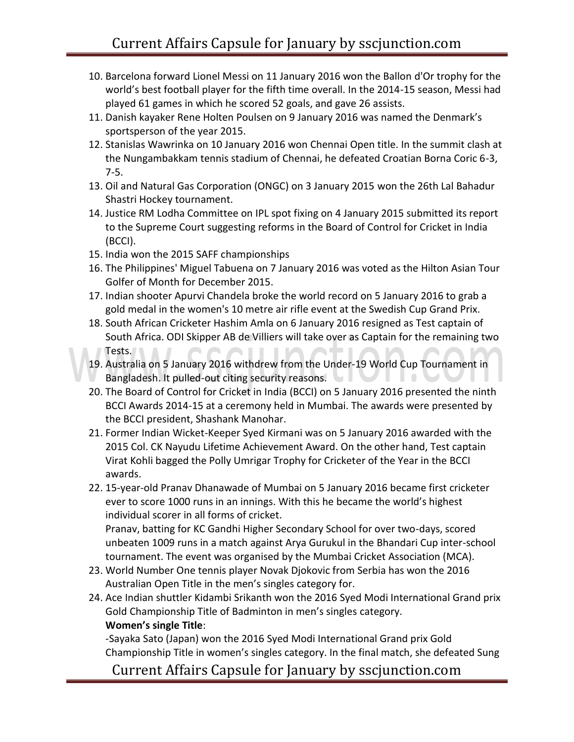10. Barcelona forward Lionel Messi on 11 January 2016 won the Ballon d'Or trophy for the world's best football player for the fifth time overall. In the 2014-15 season, Messi had played 61 games in which he scored 52 goals, and gave 26 assists.
11. Danish kayaker Rene Holten Poulsen on 9 January 2016 was named the Denmark's sportsperson of the year 2015.
12. Stanislas Wawrinka on 10 January 2016 won Chennai Open title. In the summit clash at the Nungambakkam tennis stadium of Chennai, he defeated Croatian Borna Coric 6-3, 7-5.
13. Oil and Natural Gas Corporation (ONGC) on 3 January 2015 won the 26th Lal Bahadur Shastri Hockey tournament.
14. Justice RM Lodha Committee on IPL spot fixing on 4 January 2015 submitted its report to the Supreme Court suggesting reforms in the Board of Control for Cricket in India (BCCI).
15. India won the 2015 SAFF championships
16. The Philippines' Miguel Tabuena on 7 January 2016 was voted as the Hilton Asian Tour Golfer of Month for December 2015.
17. Indian shooter Apurvi Chandela broke the world record on 5 January 2016 to grab a gold medal in the women's 10 metre air rifle event at the Swedish Cup Grand Prix.
18. South African Cricketer Hashim Amla on 6 January 2016 resigned as Test captain of South Africa. ODI Skipper AB de Villiers will take over as Captain for the remaining two Tests.
19. Australia on 5 January 2016 withdrew from the Under-19 World Cup Tournament in Bangladesh. It pulled-out citing security reasons.
20. The Board of Control for Cricket in India (BCCI) on 5 January 2016 presented the ninth BCCI Awards 2014-15 at a ceremony held in Mumbai. The awards were presented by the BCCI president, Shashank Manohar.
21. Former Indian Wicket-Keeper Syed Kirmani was on 5 January 2016 awarded with the 2015 Col. CK Nayudu Lifetime Achievement Award. On the other hand, Test captain Virat Kohli bagged the Polly Umrigar Trophy for Cricketer of the Year in the BCCI awards.
22. 15-year-old Pranav Dhanawade of Mumbai on 5 January 2016 became first cricketer ever to score 1000 runs in an innings. With this he became the world's highest individual scorer in all forms of cricket.
    Pranav, batting for KC Gandhi Higher Secondary School for over two-days, scored unbeaten 1009 runs in a match against Arya Gurukul in the Bhandari Cup inter-school tournament. The event was organised by the Mumbai Cricket Association (MCA).
23. World Number One tennis player Novak Djokovic from Serbia has won the 2016 Australian Open Title in the men's singles category for.
24. Ace Indian shuttler Kidambi Srikanth won the 2016 Syed Modi International Grand prix Gold Championship Title of Badminton in men's singles category.
    **Women's single Title**:
    -Sayaka Sato (Japan) won the 2016 Syed Modi International Grand prix Gold Championship Title in women's singles category. In the final match, she defeated Sung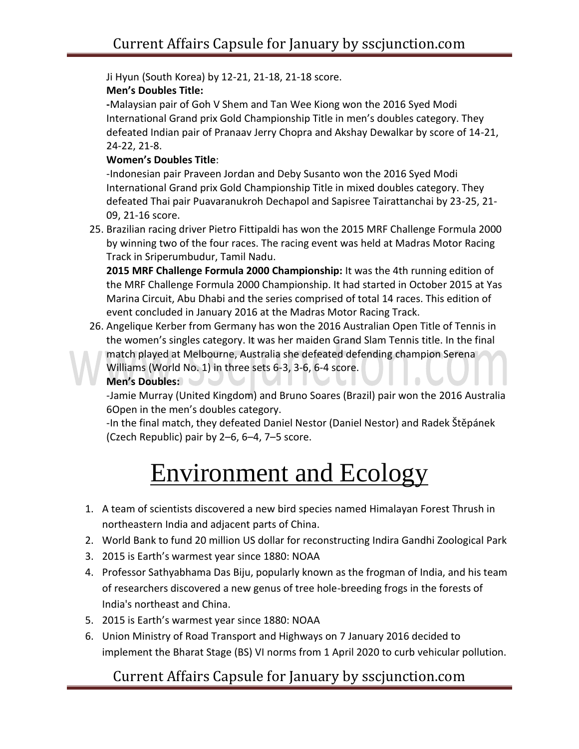Ji Hyun (South Korea) by 12-21, 21-18, 21-18 score.

**Men's Doubles Title:**

**-**Malaysian pair of Goh V Shem and Tan Wee Kiong won the 2016 Syed Modi International Grand prix Gold Championship Title in men's doubles category. They defeated Indian pair of Pranaav Jerry Chopra and Akshay Dewalkar by score of 14-21, 24-22, 21-8.

**Women's Doubles Title**:

-Indonesian pair Praveen Jordan and Deby Susanto won the 2016 Syed Modi International Grand prix Gold Championship Title in mixed doubles category. They defeated Thai pair Puavaranukroh Dechapol and Sapisree Tairattanchai by 23-25, 21-09, 21-16 score.

25. Brazilian racing driver Pietro Fittipaldi has won the 2015 MRF Challenge Formula 2000 by winning two of the four races. The racing event was held at Madras Motor Racing Track in Sriperumbudur, Tamil Nadu.
    **2015 MRF Challenge Formula 2000 Championship:** It was the 4th running edition of the MRF Challenge Formula 2000 Championship. It had started in October 2015 at Yas Marina Circuit, Abu Dhabi and the series comprised of total 14 races. This edition of event concluded in January 2016 at the Madras Motor Racing Track.
26. Angelique Kerber from Germany has won the 2016 Australian Open Title of Tennis in the women's singles category. It was her maiden Grand Slam Tennis title. In the final match played at Melbourne, Australia she defeated defending champion Serena Williams (World No. 1) in three sets 6-3, 3-6, 6-4 score.
    **Men's Doubles:**
    -Jamie Murray (United Kingdom) and Bruno Soares (Brazil) pair won the 2016 Australia 6Open in the men's doubles category.
    -In the final match, they defeated Daniel Nestor (Daniel Nestor) and Radek Štěpánek (Czech Republic) pair by 2–6, 6–4, 7–5 score.

# Environment and Ecology

1. A team of scientists discovered a new bird species named Himalayan Forest Thrush in northeastern India and adjacent parts of China.
2. World Bank to fund 20 million US dollar for reconstructing Indira Gandhi Zoological Park
3. 2015 is Earth's warmest year since 1880: NOAA
4. Professor Sathyabhama Das Biju, popularly known as the frogman of India, and his team of researchers discovered a new genus of tree hole-breeding frogs in the forests of India's northeast and China.
5. 2015 is Earth's warmest year since 1880: NOAA
6. Union Ministry of Road Transport and Highways on 7 January 2016 decided to implement the Bharat Stage (BS) VI norms from 1 April 2020 to curb vehicular pollution.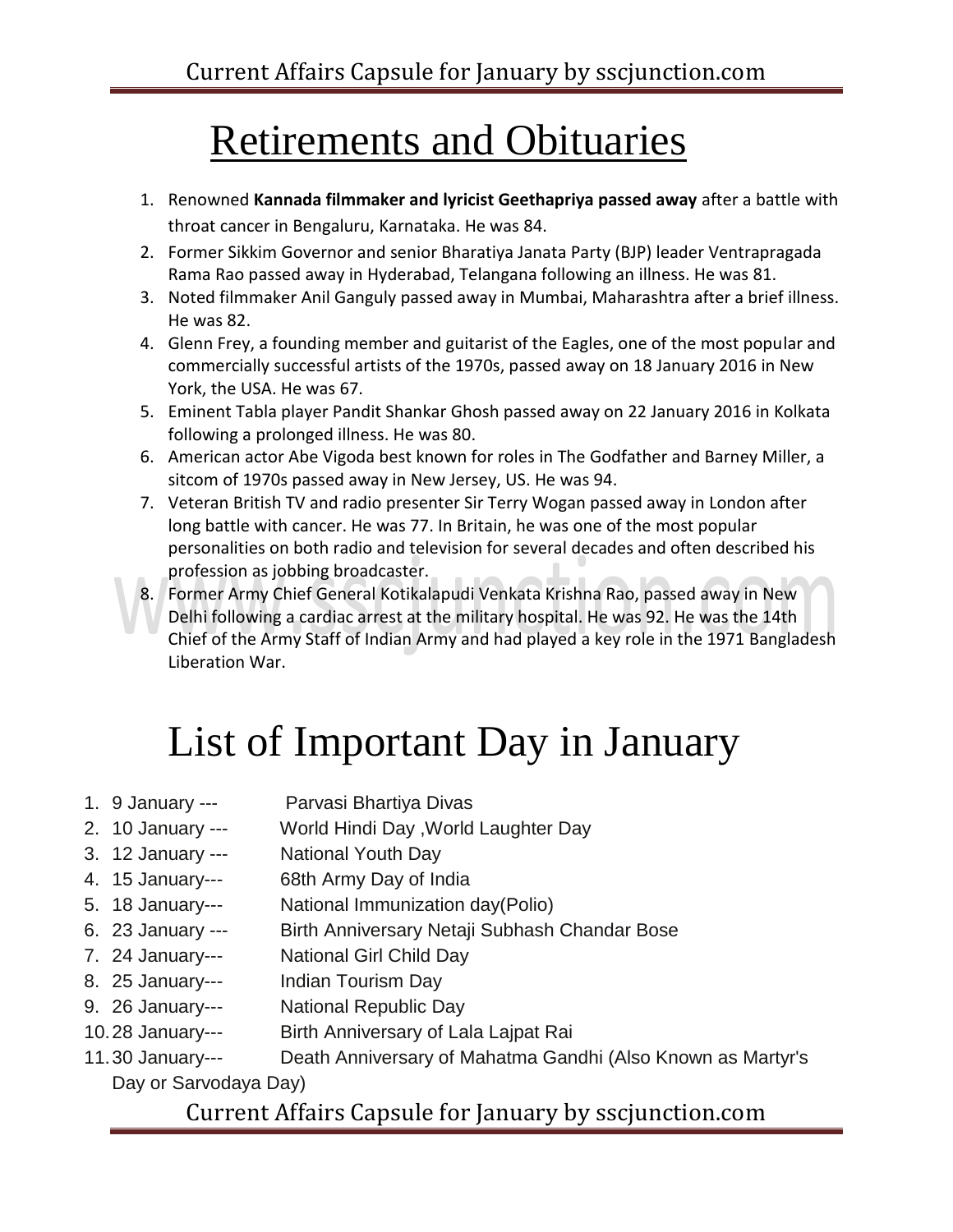# Retirements and Obituaries

1. Renowned **Kannada filmmaker and lyricist Geethapriya passed away** after a battle with throat cancer in Bengaluru, Karnataka. He was 84.
2. Former Sikkim Governor and senior Bharatiya Janata Party (BJP) leader Ventrapragada Rama Rao passed away in Hyderabad, Telangana following an illness. He was 81.
3. Noted filmmaker Anil Ganguly passed away in Mumbai, Maharashtra after a brief illness. He was 82.
4. Glenn Frey, a founding member and guitarist of the Eagles, one of the most popular and commercially successful artists of the 1970s, passed away on 18 January 2016 in New York, the USA. He was 67.
5. Eminent Tabla player Pandit Shankar Ghosh passed away on 22 January 2016 in Kolkata following a prolonged illness. He was 80.
6. American actor Abe Vigoda best known for roles in The Godfather and Barney Miller, a sitcom of 1970s passed away in New Jersey, US. He was 94.
7. Veteran British TV and radio presenter Sir Terry Wogan passed away in London after long battle with cancer. He was 77. In Britain, he was one of the most popular personalities on both radio and television for several decades and often described his profession as jobbing broadcaster.
8. Former Army Chief General Kotikalapudi Venkata Krishna Rao, passed away in New Delhi following a cardiac arrest at the military hospital. He was 92. He was the 14th Chief of the Army Staff of Indian Army and had played a key role in the 1971 Bangladesh Liberation War.

# List of Important Day in January

1. 9 January --- Parvasi Bhartiya Divas
2. 10 January --- World Hindi Day ,World Laughter Day
3. 12 January --- National Youth Day
4. 15 January--- 68th Army Day of India
5. 18 January--- National Immunization day(Polio)
6. 23 January --- Birth Anniversary Netaji Subhash Chandar Bose
7. 24 January--- National Girl Child Day
8. 25 January--- Indian Tourism Day
9. 26 January--- National Republic Day
10. 28 January--- Birth Anniversary of Lala Lajpat Rai
11. 30 January--- Death Anniversary of Mahatma Gandhi (Also Known as Martyr's Day or Sarvodaya Day)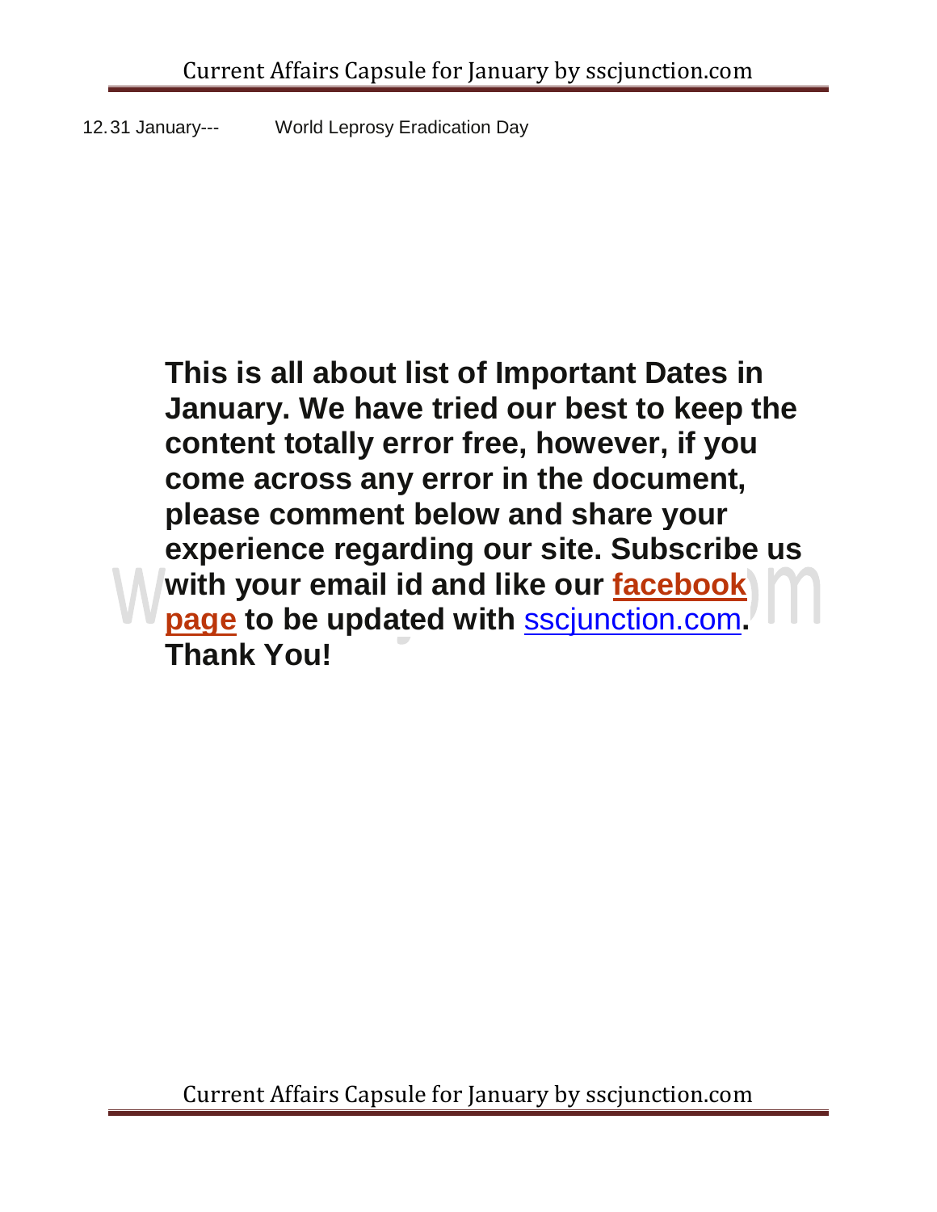12. 31 January--- World Leprosy Eradication Day

**This is all about list of Important Dates in January. We have tried our best to keep the content totally error free, however, if you come across any error in the document, please comment below and share your experience regarding our site. Subscribe us with your email id and like our facebook page to be updated with sscjunction.com. Thank You!**